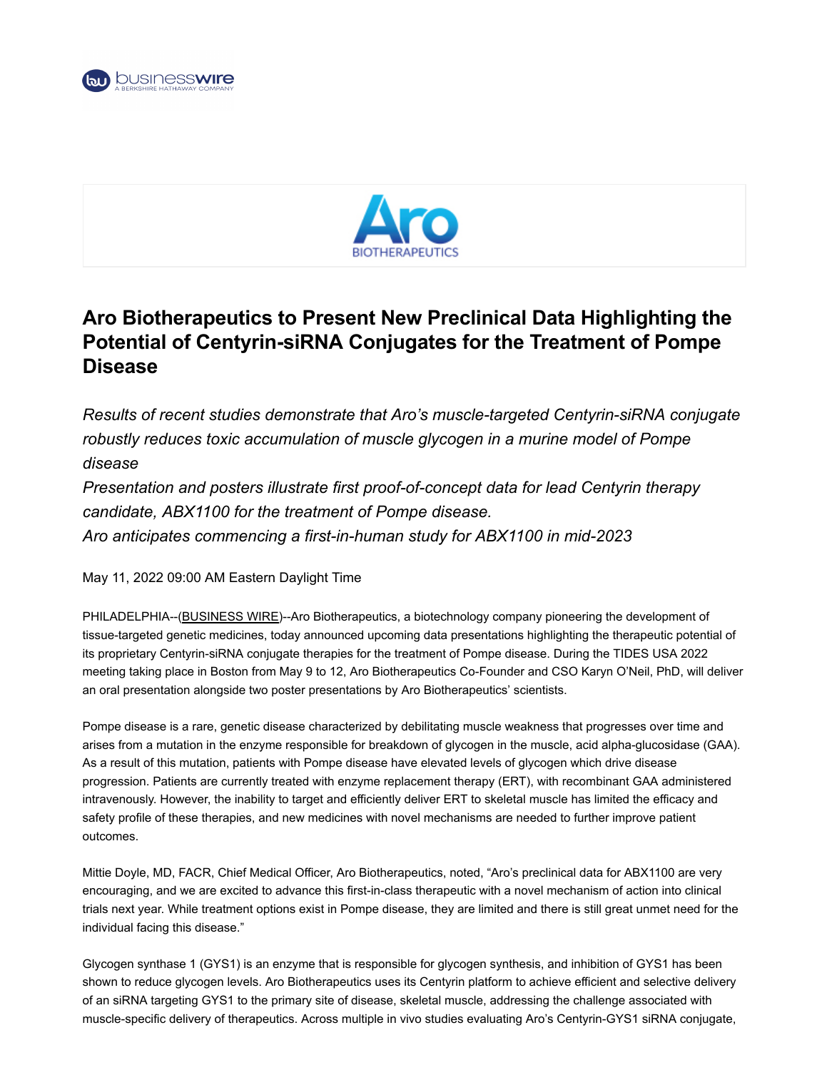# Aro Biotherapeutics to Present New Preclinical Data Highlighting the Potential of Centyrin-siRNA Conjugates for the Treatment of Pompe Disease

*Results of recent studies demonstrate that Aro's muscle-targeted Centyrin-siRNA conjugate robustly reduces toxic accumulation of muscle glycogen in a murine model of Pompe disease*

*Presentation and posters illustrate first proof-of-concept data for lead Centyrin therapy candidate, ABX1100 for the treatment of Pompe disease.*

*Aro anticipates commencing a first-in-human study for ABX1100 in mid-2023*

May 11, 2022 09:00 AM Eastern Daylight Time

PHILADELPHIA--(BUSINESS WIRE)--Aro Biotherapeutics, a biotechnology company pioneering the development of tissue-targeted genetic medicines, today announced upcoming data presentations highlighting the therapeutic potential of its proprietary Centyrin-siRNA conjugate therapies for the treatment of Pompe disease. During the TIDES USA 2022 meeting taking place in Boston from May 9 to 12, Aro Biotherapeutics Co-Founder and CSO Karyn O'Neil, PhD, will deliver an oral presentation alongside two poster presentations by Aro Biotherapeutics' scientists.

Pompe disease is a rare, genetic disease characterized by debilitating muscle weakness that progresses over time and arises from a mutation in the enzyme responsible for breakdown of glycogen in the muscle, acid alpha-glucosidase (GAA). As a result of this mutation, patients with Pompe disease have elevated levels of glycogen which drive disease progression. Patients are currently treated with enzyme replacement therapy (ERT), with recombinant GAA administered intravenously. However, the inability to target and efficiently deliver ERT to skeletal muscle has limited the efficacy and safety profile of these therapies, and new medicines with novel mechanisms are needed to further improve patient outcomes.

Mittie Doyle, MD, FACR, Chief Medical Officer, Aro Biotherapeutics, noted, "Aro's preclinical data for ABX1100 are very encouraging, and we are excited to advance this first-in-class therapeutic with a novel mechanism of action into clinical trials next year. While treatment options exist in Pompe disease, they are limited and there is still great unmet need for the individual facing this disease."

Glycogen synthase 1 (GYS1) is an enzyme that is responsible for glycogen synthesis, and inhibition of GYS1 has been shown to reduce glycogen levels. Aro Biotherapeutics uses its Centyrin platform to achieve efficient and selective delivery of an siRNA targeting GYS1 to the primary site of disease, skeletal muscle, addressing the challenge associated with muscle-specific delivery of therapeutics. Across multiple in vivo studies evaluating Aro's Centyrin-GYS1 siRNA conjugate,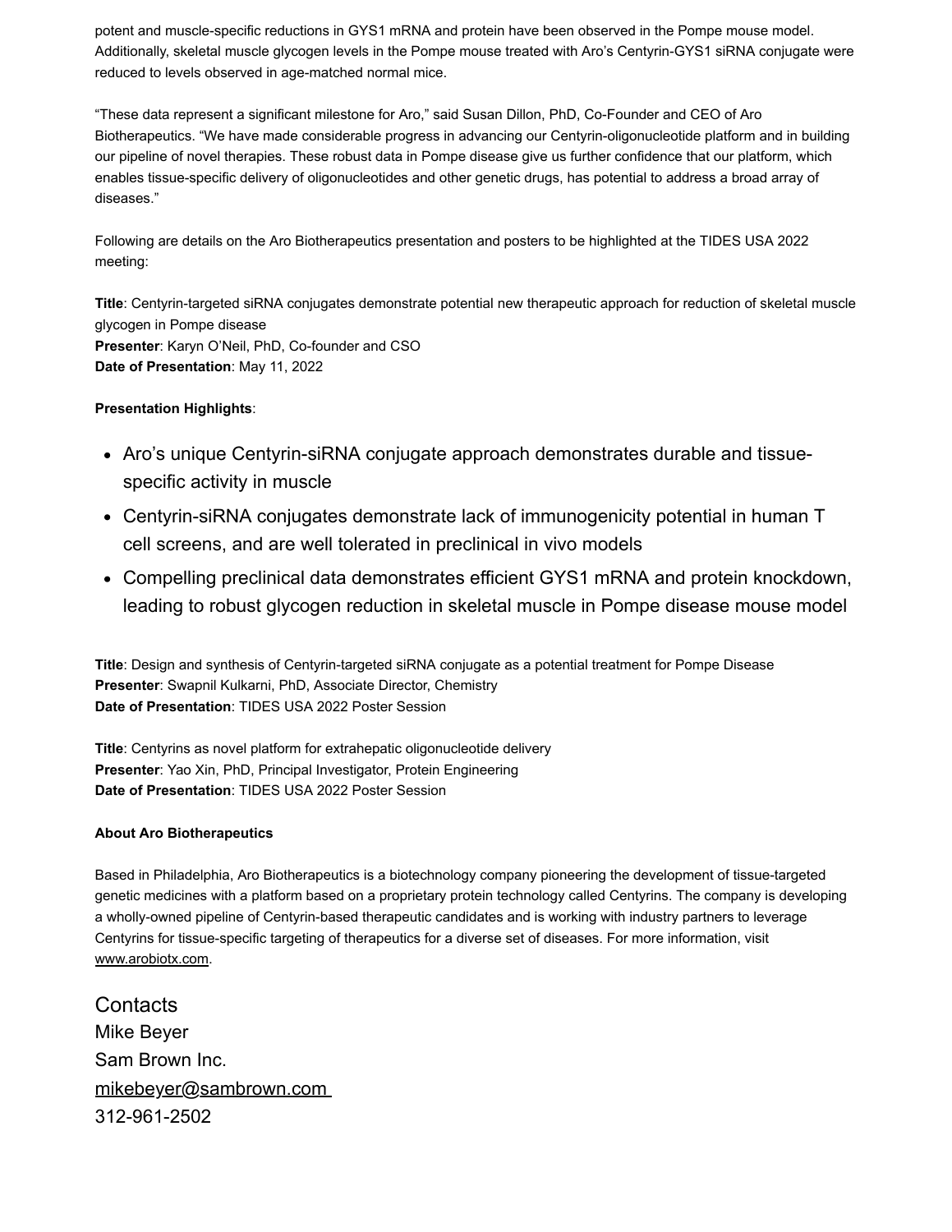potent and muscle-specific reductions in GYS1 mRNA and protein have been observed in the Pompe mouse model. Additionally, skeletal muscle glycogen levels in the Pompe mouse treated with Aro's Centyrin-GYS1 siRNA conjugate were reduced to levels observed in age-matched normal mice.

"These data represent a significant milestone for Aro," said Susan Dillon, PhD, Co-Founder and CEO of Aro Biotherapeutics. "We have made considerable progress in advancing our Centyrin-oligonucleotide platform and in building our pipeline of novel therapies. These robust data in Pompe disease give us further confidence that our platform, which enables tissue-specific delivery of oligonucleotides and other genetic drugs, has potential to address a broad array of diseases."

Following are details on the Aro Biotherapeutics presentation and posters to be highlighted at the TIDES USA 2022 meeting:

**Title**: Centyrin-targeted siRNA conjugates demonstrate potential new therapeutic approach for reduction of skeletal muscle glycogen in Pompe disease
**Presenter**: Karyn O'Neil, PhD, Co-founder and CSO
**Date of Presentation**: May 11, 2022

**Presentation Highlights**:

- Aro's unique Centyrin-siRNA conjugate approach demonstrates durable and tissue-specific activity in muscle
- Centyrin-siRNA conjugates demonstrate lack of immunogenicity potential in human T cell screens, and are well tolerated in preclinical in vivo models
- Compelling preclinical data demonstrates efficient GYS1 mRNA and protein knockdown, leading to robust glycogen reduction in skeletal muscle in Pompe disease mouse model

**Title**: Design and synthesis of Centyrin-targeted siRNA conjugate as a potential treatment for Pompe Disease
**Presenter**: Swapnil Kulkarni, PhD, Associate Director, Chemistry
**Date of Presentation**: TIDES USA 2022 Poster Session

**Title**: Centyrins as novel platform for extrahepatic oligonucleotide delivery
**Presenter**: Yao Xin, PhD, Principal Investigator, Protein Engineering
**Date of Presentation**: TIDES USA 2022 Poster Session

**About Aro Biotherapeutics**

Based in Philadelphia, Aro Biotherapeutics is a biotechnology company pioneering the development of tissue-targeted genetic medicines with a platform based on a proprietary protein technology called Centyrins. The company is developing a wholly-owned pipeline of Centyrin-based therapeutic candidates and is working with industry partners to leverage Centyrins for tissue-specific targeting of therapeutics for a diverse set of diseases. For more information, visit www.arobiotx.com.

## Contacts

Mike Beyer
Sam Brown Inc.
mikebeyer@sambrown.com
312-961-2502